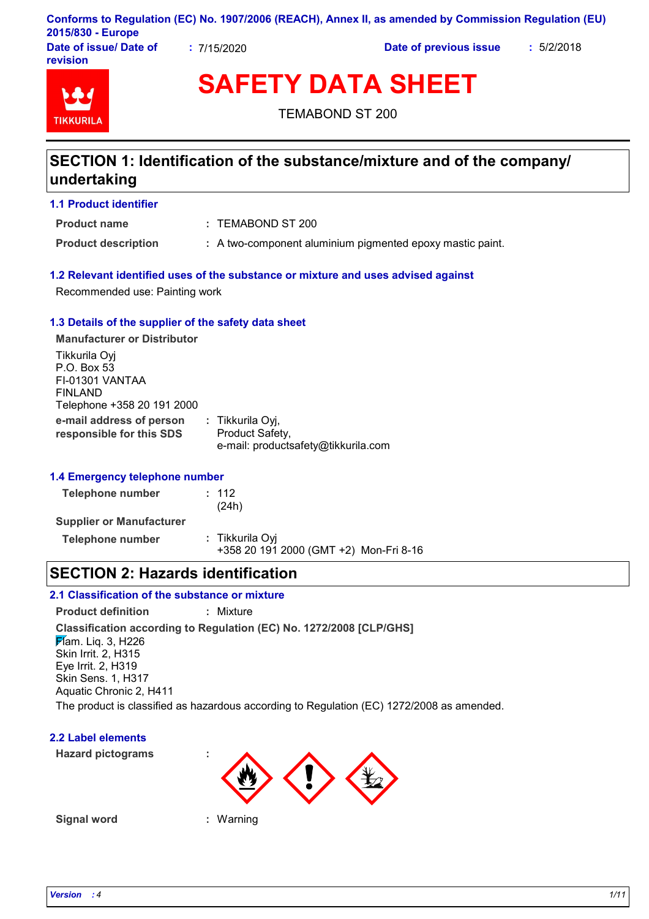Conforms to Regulation (EC) No. 1907/2006 (REACH), Annex II, as amended by Commission Regulation (EU) 2015/830 - Europe

| Date of issue/ Date of revision | : 7/15/2020 | Date of previous issue | : 5/2/2018 |
|---|---|---|---|

# SAFETY DATA SHEET

TEMABOND ST 200

## SECTION 1: Identification of the substance/mixture and of the company/ undertaking

### 1.1 Product identifier

**Product name** : TEMABOND ST 200

**Product description** : A two-component aluminium pigmented epoxy mastic paint.

### 1.2 Relevant identified uses of the substance or mixture and uses advised against

Recommended use: Painting work

### 1.3 Details of the supplier of the safety data sheet

**Manufacturer or Distributor**

Tikkurila Oyj
P.O. Box 53
FI-01301 VANTAA
FINLAND
Telephone +358 20 191 2000

**e-mail address of person responsible for this SDS** : Tikkurila Oyj,
Product Safety,
e-mail: productsafety@tikkurila.com

### 1.4 Emergency telephone number

**Telephone number** : 112
(24h)

**Supplier or Manufacturer**

**Telephone number** : Tikkurila Oyj
+358 20 191 2000 (GMT +2) Mon-Fri 8-16

## SECTION 2: Hazards identification

### 2.1 Classification of the substance or mixture

**Product definition** : Mixture

**Classification according to Regulation (EC) No. 1272/2008 [CLP/GHS]**

Flam. Liq. 3, H226
Skin Irrit. 2, H315
Eye Irrit. 2, H319
Skin Sens. 1, H317
Aquatic Chronic 2, H411

The product is classified as hazardous according to Regulation (EC) 1272/2008 as amended.

### 2.2 Label elements

**Hazard pictograms** :

**Signal word** : Warning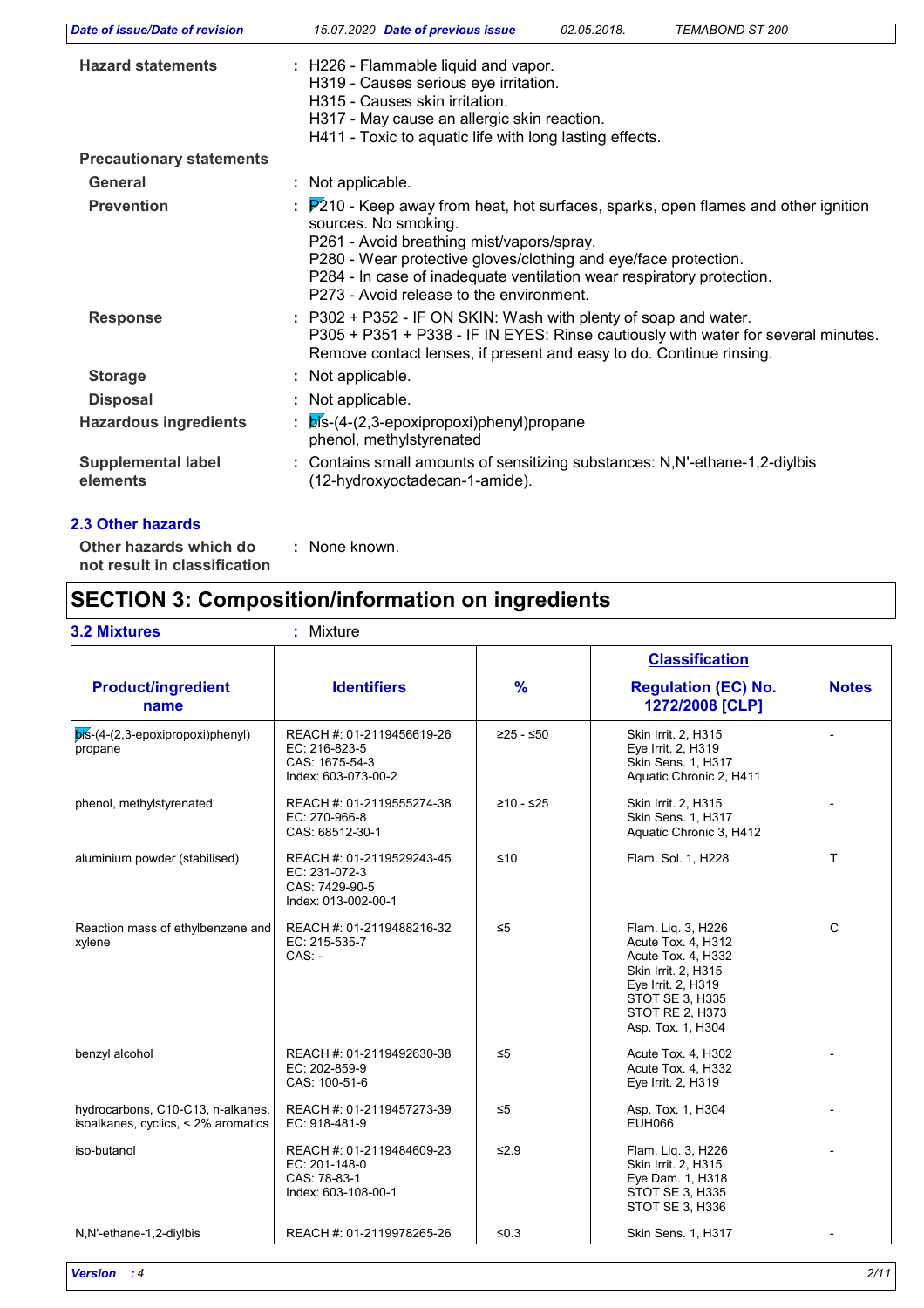| | | |
|---|---|---|
| **Hazard statements** | : | H226 - Flammable liquid and vapor.<br>H319 - Causes serious eye irritation.<br>H315 - Causes skin irritation.<br>H317 - May cause an allergic skin reaction.<br>H411 - Toxic to aquatic life with long lasting effects. |
| **Precautionary statements** | | |
| **General** | : | Not applicable. |
| **Prevention** | : | P210 - Keep away from heat, hot surfaces, sparks, open flames and other ignition sources. No smoking.<br>P261 - Avoid breathing mist/vapors/spray.<br>P280 - Wear protective gloves/clothing and eye/face protection.<br>P284 - In case of inadequate ventilation wear respiratory protection.<br>P273 - Avoid release to the environment. |
| **Response** | : | P302 + P352 - IF ON SKIN: Wash with plenty of soap and water.<br>P305 + P351 + P338 - IF IN EYES: Rinse cautiously with water for several minutes. Remove contact lenses, if present and easy to do. Continue rinsing. |
| **Storage** | : | Not applicable. |
| **Disposal** | : | Not applicable. |
| **Hazardous ingredients** | : | bis-(4-(2,3-epoxipropoxi)phenyl)propane<br>phenol, methylstyrenated |
| **Supplemental label elements** | : | Contains small amounts of sensitizing substances: N,N'-ethane-1,2-diylbis (12-hydroxyoctadecan-1-amide). |

### 2.3 Other hazards

**Other hazards which do not result in classification** : None known.

## SECTION 3: Composition/information on ingredients

**3.2 Mixtures** : Mixture

| Product/ingredient name | Identifiers | % | Classification<br>Regulation (EC) No. 1272/2008 [CLP] | Notes |
|---|---|---|---|---|
| bis-(4-(2,3-epoxipropoxi)phenyl) propane | REACH #: 01-2119456619-26<br>EC: 216-823-5<br>CAS: 1675-54-3<br>Index: 603-073-00-2 | ≥25 - ≤50 | Skin Irrit. 2, H315<br>Eye Irrit. 2, H319<br>Skin Sens. 1, H317<br>Aquatic Chronic 2, H411 | - |
| phenol, methylstyrenated | REACH #: 01-2119555274-38<br>EC: 270-966-8<br>CAS: 68512-30-1 | ≥10 - ≤25 | Skin Irrit. 2, H315<br>Skin Sens. 1, H317<br>Aquatic Chronic 3, H412 | - |
| aluminium powder (stabilised) | REACH #: 01-2119529243-45<br>EC: 231-072-3<br>CAS: 7429-90-5<br>Index: 013-002-00-1 | ≤10 | Flam. Sol. 1, H228 | T |
| Reaction mass of ethylbenzene and xylene | REACH #: 01-2119488216-32<br>EC: 215-535-7<br>CAS: - | ≤5 | Flam. Liq. 3, H226<br>Acute Tox. 4, H312<br>Acute Tox. 4, H332<br>Skin Irrit. 2, H315<br>Eye Irrit. 2, H319<br>STOT SE 3, H335<br>STOT RE 2, H373<br>Asp. Tox. 1, H304 | C |
| benzyl alcohol | REACH #: 01-2119492630-38<br>EC: 202-859-9<br>CAS: 100-51-6 | ≤5 | Acute Tox. 4, H302<br>Acute Tox. 4, H332<br>Eye Irrit. 2, H319 | - |
| hydrocarbons, C10-C13, n-alkanes, isoalkanes, cyclics, < 2% aromatics | REACH #: 01-2119457273-39<br>EC: 918-481-9 | ≤5 | Asp. Tox. 1, H304<br>EUH066 | - |
| iso-butanol | REACH #: 01-2119484609-23<br>EC: 201-148-0<br>CAS: 78-83-1<br>Index: 603-108-00-1 | ≤2.9 | Flam. Liq. 3, H226<br>Skin Irrit. 2, H315<br>Eye Dam. 1, H318<br>STOT SE 3, H335<br>STOT SE 3, H336 | - |
| N,N'-ethane-1,2-diylbis | REACH #: 01-2119978265-26 | ≤0.3 | Skin Sens. 1, H317 | - |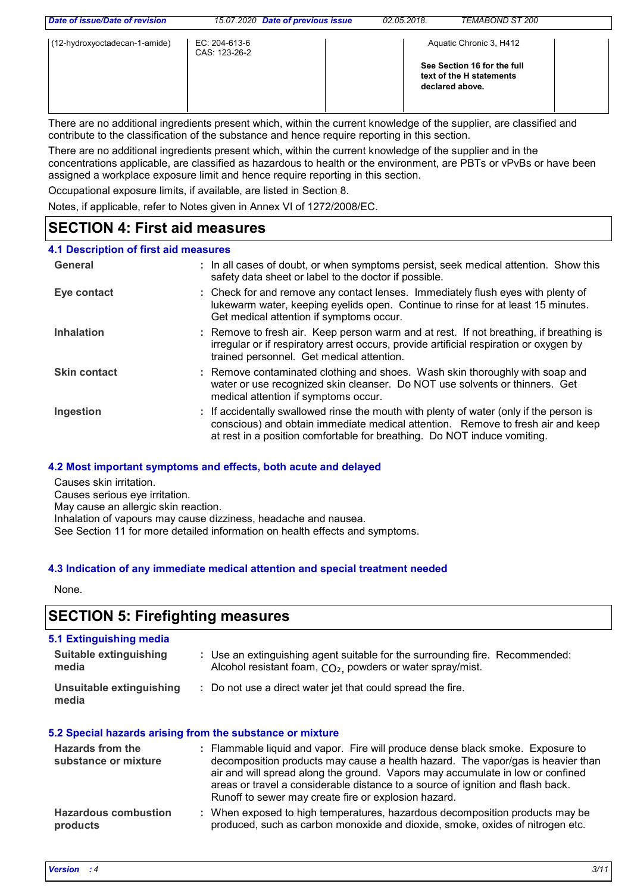| (12-hydroxyoctadecan-1-amide) | EC: 204-613-6<br>CAS: 123-26-2 | | Aquatic Chronic 3, H412<br><br>**See Section 16 for the full text of the H statements declared above.** | |
|---|---|---|---|---|

There are no additional ingredients present which, within the current knowledge of the supplier, are classified and contribute to the classification of the substance and hence require reporting in this section.

There are no additional ingredients present which, within the current knowledge of the supplier and in the concentrations applicable, are classified as hazardous to health or the environment, are PBTs or vPvBs or have been assigned a workplace exposure limit and hence require reporting in this section.

Occupational exposure limits, if available, are listed in Section 8.

Notes, if applicable, refer to Notes given in Annex VI of 1272/2008/EC.

# SECTION 4: First aid measures

## 4.1 Description of first aid measures

**General** : In all cases of doubt, or when symptoms persist, seek medical attention. Show this safety data sheet or label to the doctor if possible.

**Eye contact** : Check for and remove any contact lenses. Immediately flush eyes with plenty of lukewarm water, keeping eyelids open. Continue to rinse for at least 15 minutes. Get medical attention if symptoms occur.

**Inhalation** : Remove to fresh air. Keep person warm and at rest. If not breathing, if breathing is irregular or if respiratory arrest occurs, provide artificial respiration or oxygen by trained personnel. Get medical attention.

**Skin contact** : Remove contaminated clothing and shoes. Wash skin thoroughly with soap and water or use recognized skin cleanser. Do NOT use solvents or thinners. Get medical attention if symptoms occur.

**Ingestion** : If accidentally swallowed rinse the mouth with plenty of water (only if the person is conscious) and obtain immediate medical attention. Remove to fresh air and keep at rest in a position comfortable for breathing. Do NOT induce vomiting.

## 4.2 Most important symptoms and effects, both acute and delayed

Causes skin irritation.
Causes serious eye irritation.
May cause an allergic skin reaction.
Inhalation of vapours may cause dizziness, headache and nausea.
See Section 11 for more detailed information on health effects and symptoms.

## 4.3 Indication of any immediate medical attention and special treatment needed

None.

# SECTION 5: Firefighting measures

## 5.1 Extinguishing media

**Suitable extinguishing media** : Use an extinguishing agent suitable for the surrounding fire. Recommended: Alcohol resistant foam, $CO_2$, powders or water spray/mist.

**Unsuitable extinguishing media** : Do not use a direct water jet that could spread the fire.

## 5.2 Special hazards arising from the substance or mixture

**Hazards from the substance or mixture** : Flammable liquid and vapor. Fire will produce dense black smoke. Exposure to decomposition products may cause a health hazard. The vapor/gas is heavier than air and will spread along the ground. Vapors may accumulate in low or confined areas or travel a considerable distance to a source of ignition and flash back. Runoff to sewer may create fire or explosion hazard.

**Hazardous combustion products** : When exposed to high temperatures, hazardous decomposition products may be produced, such as carbon monoxide and dioxide, smoke, oxides of nitrogen etc.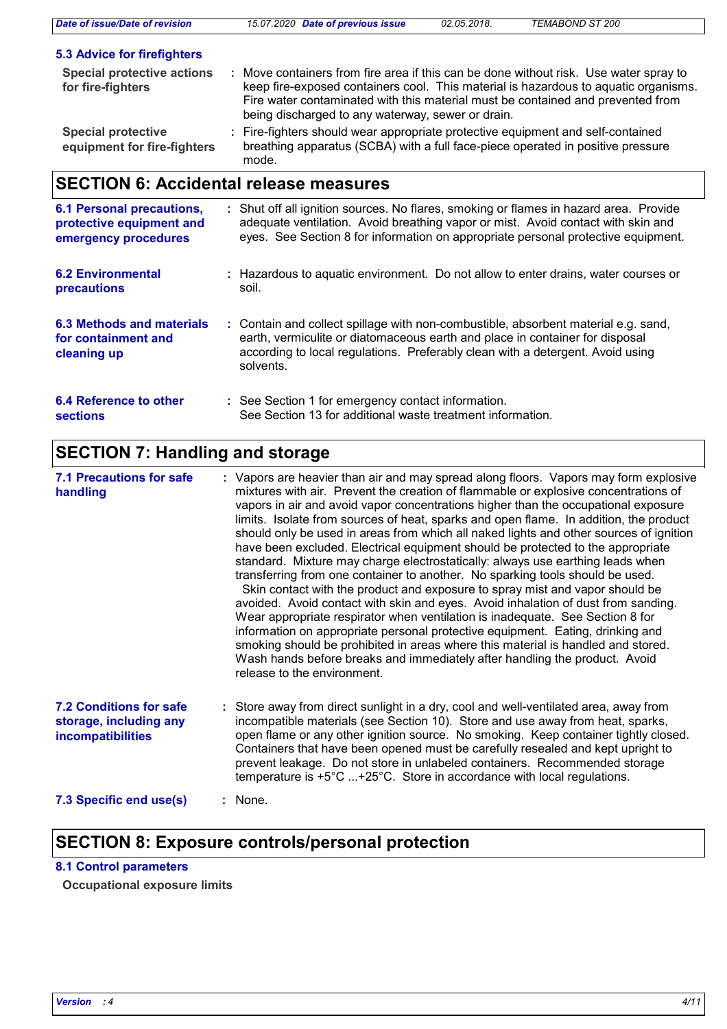### 5.3 Advice for firefighters

**Special protective actions for fire-fighters** : Move containers from fire area if this can be done without risk. Use water spray to keep fire-exposed containers cool. This material is hazardous to aquatic organisms. Fire water contaminated with this material must be contained and prevented from being discharged to any waterway, sewer or drain.

**Special protective equipment for fire-fighters** : Fire-fighters should wear appropriate protective equipment and self-contained breathing apparatus (SCBA) with a full face-piece operated in positive pressure mode.

## SECTION 6: Accidental release measures

**6.1 Personal precautions, protective equipment and emergency procedures** : Shut off all ignition sources. No flares, smoking or flames in hazard area. Provide adequate ventilation. Avoid breathing vapor or mist. Avoid contact with skin and eyes. See Section 8 for information on appropriate personal protective equipment.

**6.2 Environmental precautions** : Hazardous to aquatic environment. Do not allow to enter drains, water courses or soil.

**6.3 Methods and materials for containment and cleaning up** : Contain and collect spillage with non-combustible, absorbent material e.g. sand, earth, vermiculite or diatomaceous earth and place in container for disposal according to local regulations. Preferably clean with a detergent. Avoid using solvents.

**6.4 Reference to other sections** : See Section 1 for emergency contact information.
See Section 13 for additional waste treatment information.

## SECTION 7: Handling and storage

**7.1 Precautions for safe handling** : Vapors are heavier than air and may spread along floors. Vapors may form explosive mixtures with air. Prevent the creation of flammable or explosive concentrations of vapors in air and avoid vapor concentrations higher than the occupational exposure limits. Isolate from sources of heat, sparks and open flame. In addition, the product should only be used in areas from which all naked lights and other sources of ignition have been excluded. Electrical equipment should be protected to the appropriate standard. Mixture may charge electrostatically: always use earthing leads when transferring from one container to another. No sparking tools should be used.
Skin contact with the product and exposure to spray mist and vapor should be avoided. Avoid contact with skin and eyes. Avoid inhalation of dust from sanding. Wear appropriate respirator when ventilation is inadequate. See Section 8 for information on appropriate personal protective equipment. Eating, drinking and smoking should be prohibited in areas where this material is handled and stored. Wash hands before breaks and immediately after handling the product. Avoid release to the environment.

**7.2 Conditions for safe storage, including any incompatibilities** : Store away from direct sunlight in a dry, cool and well-ventilated area, away from incompatible materials (see Section 10). Store and use away from heat, sparks, open flame or any other ignition source. No smoking. Keep container tightly closed. Containers that have been opened must be carefully resealed and kept upright to prevent leakage. Do not store in unlabeled containers. Recommended storage temperature is +5°C ...+25°C. Store in accordance with local regulations.

**7.3 Specific end use(s)** : None.

## SECTION 8: Exposure controls/personal protection

### 8.1 Control parameters

**Occupational exposure limits**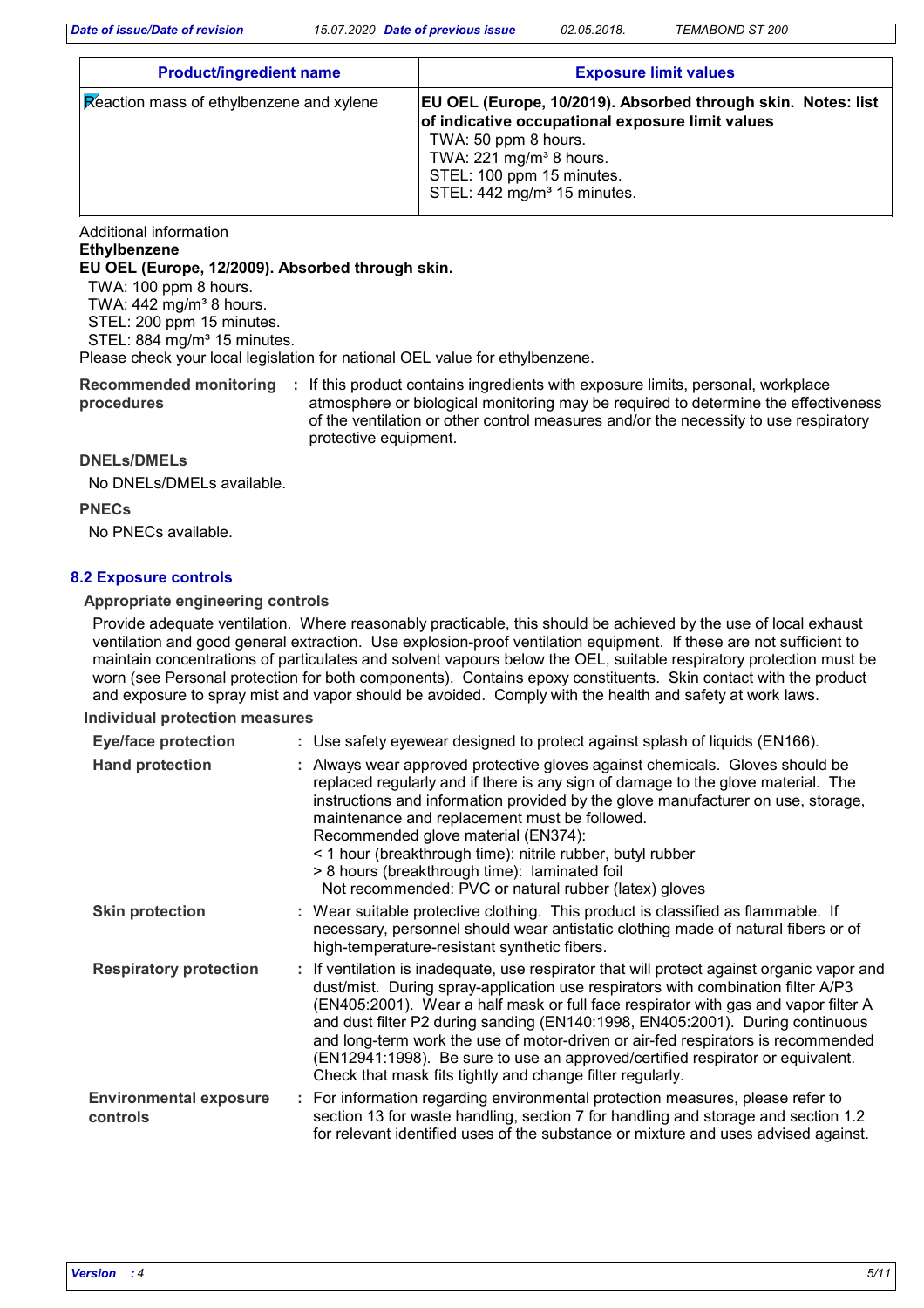| Product/ingredient name | Exposure limit values |
|---|---|
| Reaction mass of ethylbenzene and xylene | **EU OEL (Europe, 10/2019). Absorbed through skin. Notes: list of indicative occupational exposure limit values**<br>TWA: 50 ppm 8 hours.<br>TWA: 221 mg/m³ 8 hours.<br>STEL: 100 ppm 15 minutes.<br>STEL: 442 mg/m³ 15 minutes. |

Additional information
**Ethylbenzene**
**EU OEL (Europe, 12/2009). Absorbed through skin.**
TWA: 100 ppm 8 hours.
TWA: 442 mg/m³ 8 hours.
STEL: 200 ppm 15 minutes.
STEL: 884 mg/m³ 15 minutes.
Please check your local legislation for national OEL value for ethylbenzene.

**Recommended monitoring procedures** : If this product contains ingredients with exposure limits, personal, workplace atmosphere or biological monitoring may be required to determine the effectiveness of the ventilation or other control measures and/or the necessity to use respiratory protective equipment.

**DNELs/DMELs**

No DNELs/DMELs available.

**PNECs**

No PNECs available.

## 8.2 Exposure controls

**Appropriate engineering controls**

Provide adequate ventilation. Where reasonably practicable, this should be achieved by the use of local exhaust ventilation and good general extraction. Use explosion-proof ventilation equipment. If these are not sufficient to maintain concentrations of particulates and solvent vapours below the OEL, suitable respiratory protection must be worn (see Personal protection for both components). Contains epoxy constituents. Skin contact with the product and exposure to spray mist and vapor should be avoided. Comply with the health and safety at work laws.

**Individual protection measures**

**Eye/face protection** : Use safety eyewear designed to protect against splash of liquids (EN166).

**Hand protection** : Always wear approved protective gloves against chemicals. Gloves should be replaced regularly and if there is any sign of damage to the glove material. The instructions and information provided by the glove manufacturer on use, storage, maintenance and replacement must be followed.
Recommended glove material (EN374):
< 1 hour (breakthrough time): nitrile rubber, butyl rubber
> 8 hours (breakthrough time): laminated foil
Not recommended: PVC or natural rubber (latex) gloves

**Skin protection** : Wear suitable protective clothing. This product is classified as flammable. If necessary, personnel should wear antistatic clothing made of natural fibers or of high-temperature-resistant synthetic fibers.

**Respiratory protection** : If ventilation is inadequate, use respirator that will protect against organic vapor and dust/mist. During spray-application use respirators with combination filter A/P3 (EN405:2001). Wear a half mask or full face respirator with gas and vapor filter A and dust filter P2 during sanding (EN140:1998, EN405:2001). During continuous and long-term work the use of motor-driven or air-fed respirators is recommended (EN12941:1998). Be sure to use an approved/certified respirator or equivalent. Check that mask fits tightly and change filter regularly.

**Environmental exposure controls** : For information regarding environmental protection measures, please refer to section 13 for waste handling, section 7 for handling and storage and section 1.2 for relevant identified uses of the substance or mixture and uses advised against.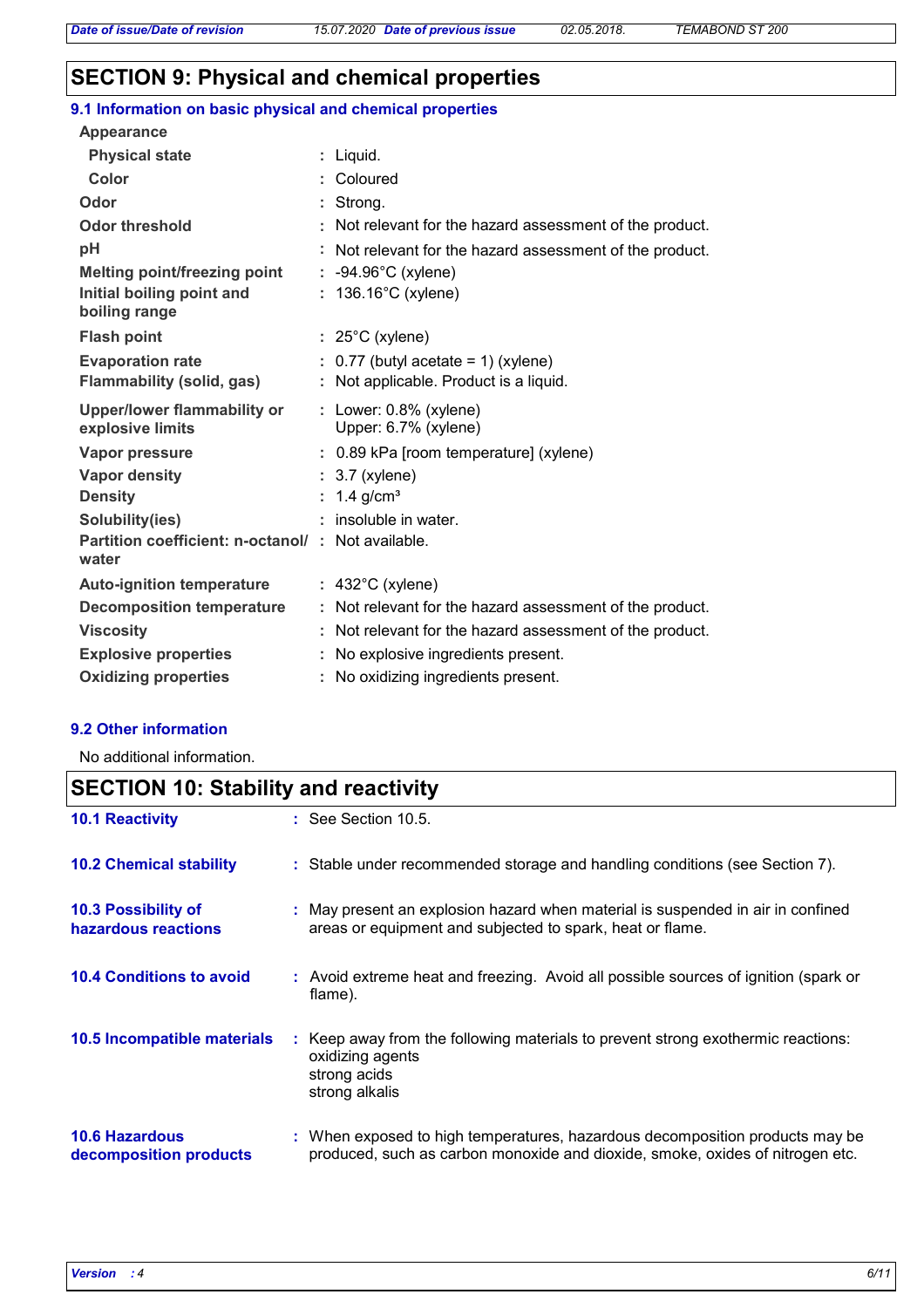## SECTION 9: Physical and chemical properties

### 9.1 Information on basic physical and chemical properties

| Property | Value |
|---|---|
| **Appearance** | |
| **Physical state** | Liquid. |
| **Color** | Coloured |
| **Odor** | Strong. |
| **Odor threshold** | Not relevant for the hazard assessment of the product. |
| **pH** | Not relevant for the hazard assessment of the product. |
| **Melting point/freezing point** | -94.96°C (xylene) |
| **Initial boiling point and boiling range** | 136.16°C (xylene) |
| **Flash point** | 25°C (xylene) |
| **Evaporation rate** | 0.77 (butyl acetate = 1) (xylene) |
| **Flammability (solid, gas)** | Not applicable. Product is a liquid. |
| **Upper/lower flammability or explosive limits** | Lower: 0.8% (xylene)<br>Upper: 6.7% (xylene) |
| **Vapor pressure** | 0.89 kPa [room temperature] (xylene) |
| **Vapor density** | 3.7 (xylene) |
| **Density** | 1.4 g/cm³ |
| **Solubility(ies)** | insoluble in water. |
| **Partition coefficient: n-octanol/ water** | Not available. |
| **Auto-ignition temperature** | 432°C (xylene) |
| **Decomposition temperature** | Not relevant for the hazard assessment of the product. |
| **Viscosity** | Not relevant for the hazard assessment of the product. |
| **Explosive properties** | No explosive ingredients present. |
| **Oxidizing properties** | No oxidizing ingredients present. |

### 9.2 Other information

No additional information.

## SECTION 10: Stability and reactivity

**10.1 Reactivity** : See Section 10.5.

**10.2 Chemical stability** : Stable under recommended storage and handling conditions (see Section 7).

**10.3 Possibility of hazardous reactions** : May present an explosion hazard when material is suspended in air in confined areas or equipment and subjected to spark, heat or flame.

**10.4 Conditions to avoid** : Avoid extreme heat and freezing. Avoid all possible sources of ignition (spark or flame).

**10.5 Incompatible materials** : Keep away from the following materials to prevent strong exothermic reactions:
oxidizing agents
strong acids
strong alkalis

**10.6 Hazardous decomposition products** : When exposed to high temperatures, hazardous decomposition products may be produced, such as carbon monoxide and dioxide, smoke, oxides of nitrogen etc.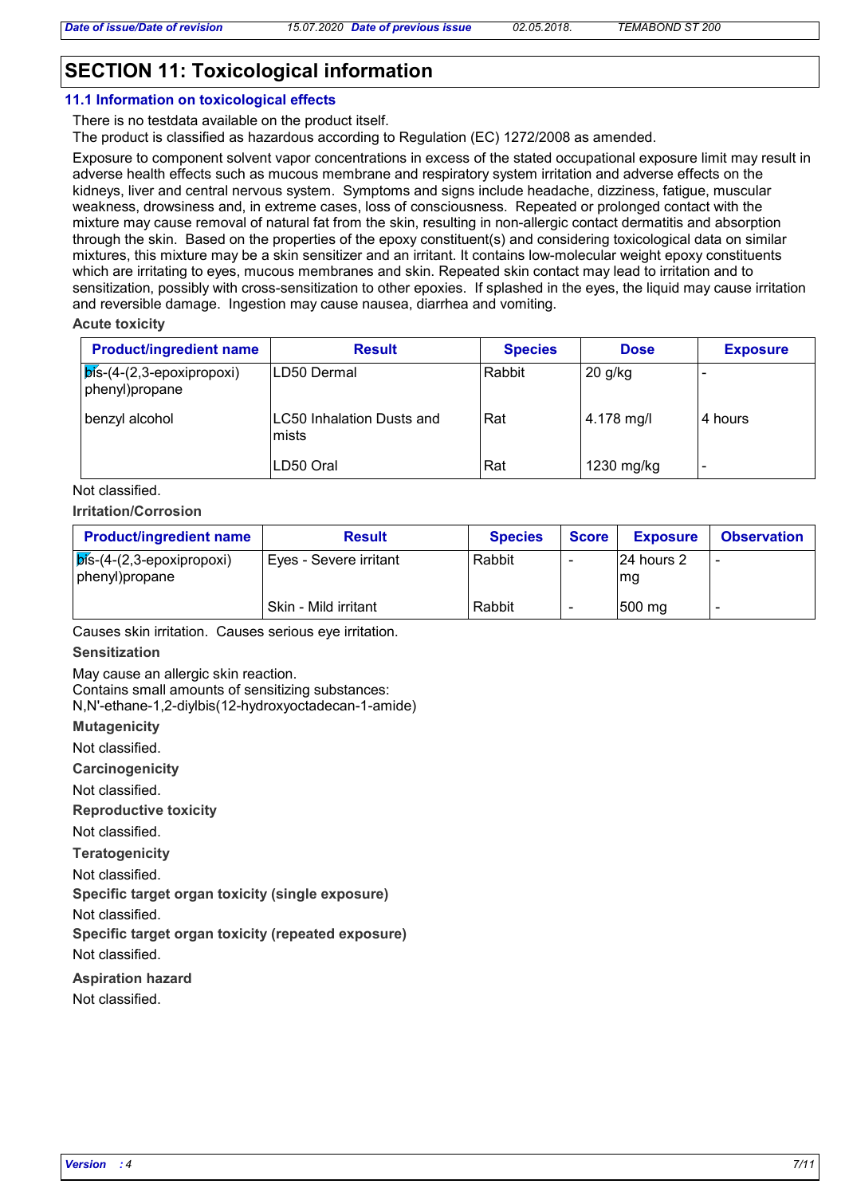## SECTION 11: Toxicological information

### 11.1 Information on toxicological effects

There is no testdata available on the product itself.
The product is classified as hazardous according to Regulation (EC) 1272/2008 as amended.

Exposure to component solvent vapor concentrations in excess of the stated occupational exposure limit may result in adverse health effects such as mucous membrane and respiratory system irritation and adverse effects on the kidneys, liver and central nervous system. Symptoms and signs include headache, dizziness, fatigue, muscular weakness, drowsiness and, in extreme cases, loss of consciousness. Repeated or prolonged contact with the mixture may cause removal of natural fat from the skin, resulting in non-allergic contact dermatitis and absorption through the skin. Based on the properties of the epoxy constituent(s) and considering toxicological data on similar mixtures, this mixture may be a skin sensitizer and an irritant. It contains low-molecular weight epoxy constituents which are irritating to eyes, mucous membranes and skin. Repeated skin contact may lead to irritation and to sensitization, possibly with cross-sensitization to other epoxies. If splashed in the eyes, the liquid may cause irritation and reversible damage. Ingestion may cause nausea, diarrhea and vomiting.

**Acute toxicity**

| Product/ingredient name | Result | Species | Dose | Exposure |
|---|---|---|---|---|
| bis-(4-(2,3-epoxipropoxi) phenyl)propane | LD50 Dermal | Rabbit | 20 g/kg | - |
| benzyl alcohol | LC50 Inhalation Dusts and mists | Rat | 4.178 mg/l | 4 hours |
| | LD50 Oral | Rat | 1230 mg/kg | - |

Not classified.

**Irritation/Corrosion**

| Product/ingredient name | Result | Species | Score | Exposure | Observation |
|---|---|---|---|---|---|
| bis-(4-(2,3-epoxipropoxi) phenyl)propane | Eyes - Severe irritant | Rabbit | - | 24 hours 2 mg | - |
| | Skin - Mild irritant | Rabbit | - | 500 mg | - |

Causes skin irritation. Causes serious eye irritation.

**Sensitization**

May cause an allergic skin reaction.
Contains small amounts of sensitizing substances:
N,N'-ethane-1,2-diylbis(12-hydroxyoctadecan-1-amide)

**Mutagenicity**

Not classified.

**Carcinogenicity**

Not classified.

**Reproductive toxicity**

Not classified.

**Teratogenicity**

Not classified.

**Specific target organ toxicity (single exposure)**

Not classified.

**Specific target organ toxicity (repeated exposure)**

Not classified.

**Aspiration hazard**

Not classified.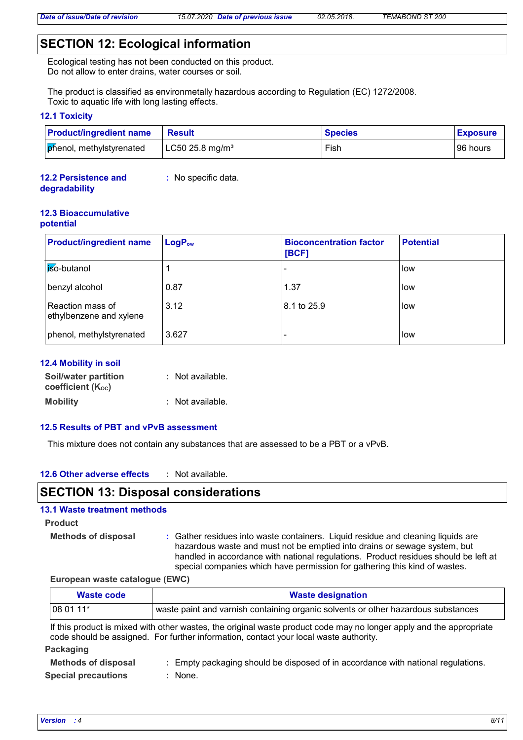## SECTION 12: Ecological information

Ecological testing has not been conducted on this product.
Do not allow to enter drains, water courses or soil.

The product is classified as environmetally hazardous according to Regulation (EC) 1272/2008.
Toxic to aquatic life with long lasting effects.

### 12.1 Toxicity

| Product/ingredient name | Result | Species | Exposure |
|---|---|---|---|
| phenol, methylstyrenated | LC50 25.8 mg/m³ | Fish | 96 hours |

### 12.2 Persistence and degradability

: No specific data.

### 12.3 Bioaccumulative potential

| Product/ingredient name | $LogP_{ow}$ | Bioconcentration factor [BCF] | Potential |
|---|---|---|---|
| iso-butanol | 1 | - | low |
| benzyl alcohol | 0.87 | 1.37 | low |
| Reaction mass of ethylbenzene and xylene | 3.12 | 8.1 to 25.9 | low |
| phenol, methylstyrenated | 3.627 | - | low |

### 12.4 Mobility in soil

**Soil/water partition coefficient ($K_{OC}$)** : Not available.

**Mobility** : Not available.

### 12.5 Results of PBT and vPvB assessment

This mixture does not contain any substances that are assessed to be a PBT or a vPvB.

### 12.6 Other adverse effects

: Not available.

## SECTION 13: Disposal considerations

### 13.1 Waste treatment methods

**Product**

**Methods of disposal** : Gather residues into waste containers. Liquid residue and cleaning liquids are hazardous waste and must not be emptied into drains or sewage system, but handled in accordance with national regulations. Product residues should be left at special companies which have permission for gathering this kind of wastes.

**European waste catalogue (EWC)**

| Waste code | Waste designation |
|---|---|
| 08 01 11* | waste paint and varnish containing organic solvents or other hazardous substances |

If this product is mixed with other wastes, the original waste product code may no longer apply and the appropriate code should be assigned. For further information, contact your local waste authority.

**Packaging**

**Methods of disposal** : Empty packaging should be disposed of in accordance with national regulations.

**Special precautions** : None.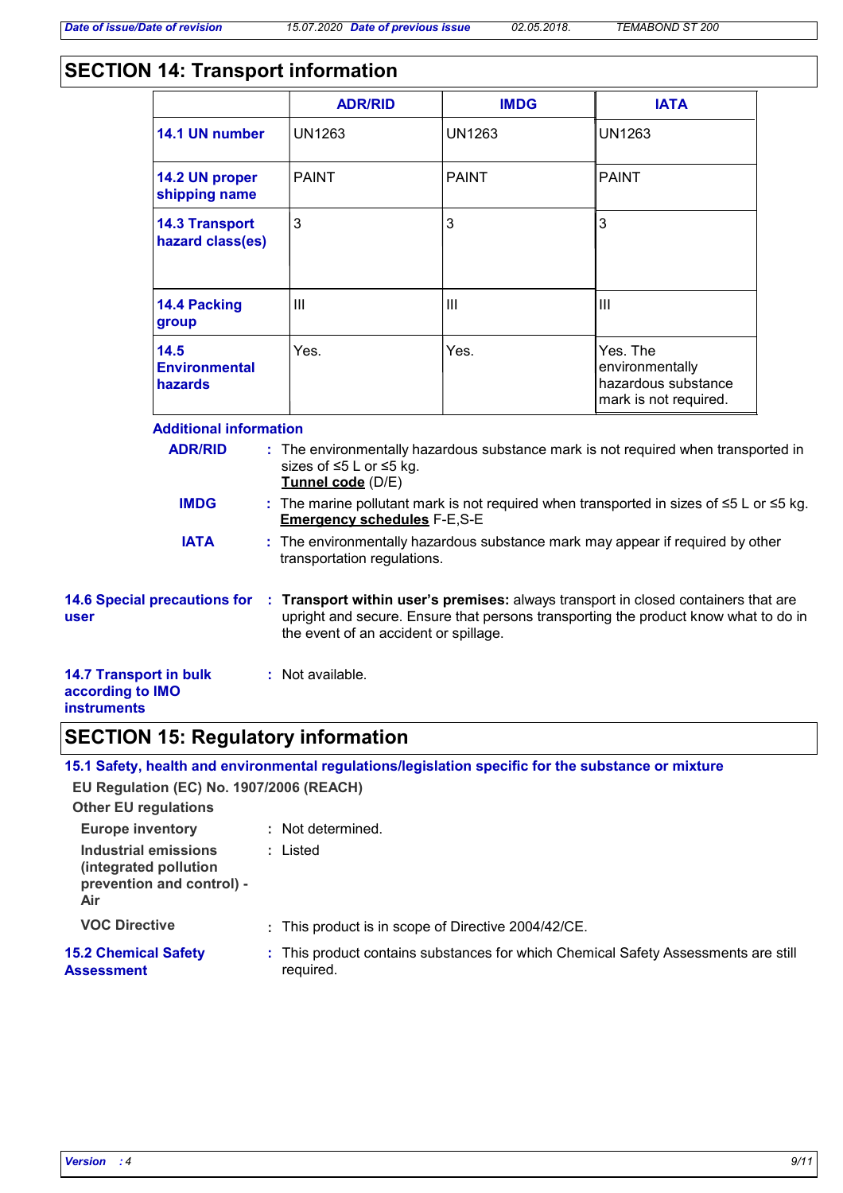## SECTION 14: Transport information

| | ADR/RID | IMDG | IATA |
|---|---|---|---|
| **14.1 UN number** | UN1263 | UN1263 | UN1263 |
| **14.2 UN proper shipping name** | PAINT | PAINT | PAINT |
| **14.3 Transport hazard class(es)** | 3 | 3 | 3 |
| **14.4 Packing group** | III | III | III |
| **14.5 Environmental hazards** | Yes. | Yes. | Yes. The environmentally hazardous substance mark is not required. |

**Additional information**

**ADR/RID** : The environmentally hazardous substance mark is not required when transported in sizes of ≤5 L or ≤5 kg.
**Tunnel code** (D/E)

**IMDG** : The marine pollutant mark is not required when transported in sizes of ≤5 L or ≤5 kg.
**Emergency schedules** F-E,S-E

**IATA** : The environmentally hazardous substance mark may appear if required by other transportation regulations.

**14.6 Special precautions for user** : **Transport within user's premises:** always transport in closed containers that are upright and secure. Ensure that persons transporting the product know what to do in the event of an accident or spillage.

**14.7 Transport in bulk according to IMO instruments** : Not available.

## SECTION 15: Regulatory information

### 15.1 Safety, health and environmental regulations/legislation specific for the substance or mixture

**EU Regulation (EC) No. 1907/2006 (REACH)**

**Other EU regulations**

**Europe inventory** : Not determined.

**Industrial emissions (integrated pollution prevention and control) - Air** : Listed

**VOC Directive** : This product is in scope of Directive 2004/42/CE.

**15.2 Chemical Safety Assessment** : This product contains substances for which Chemical Safety Assessments are still required.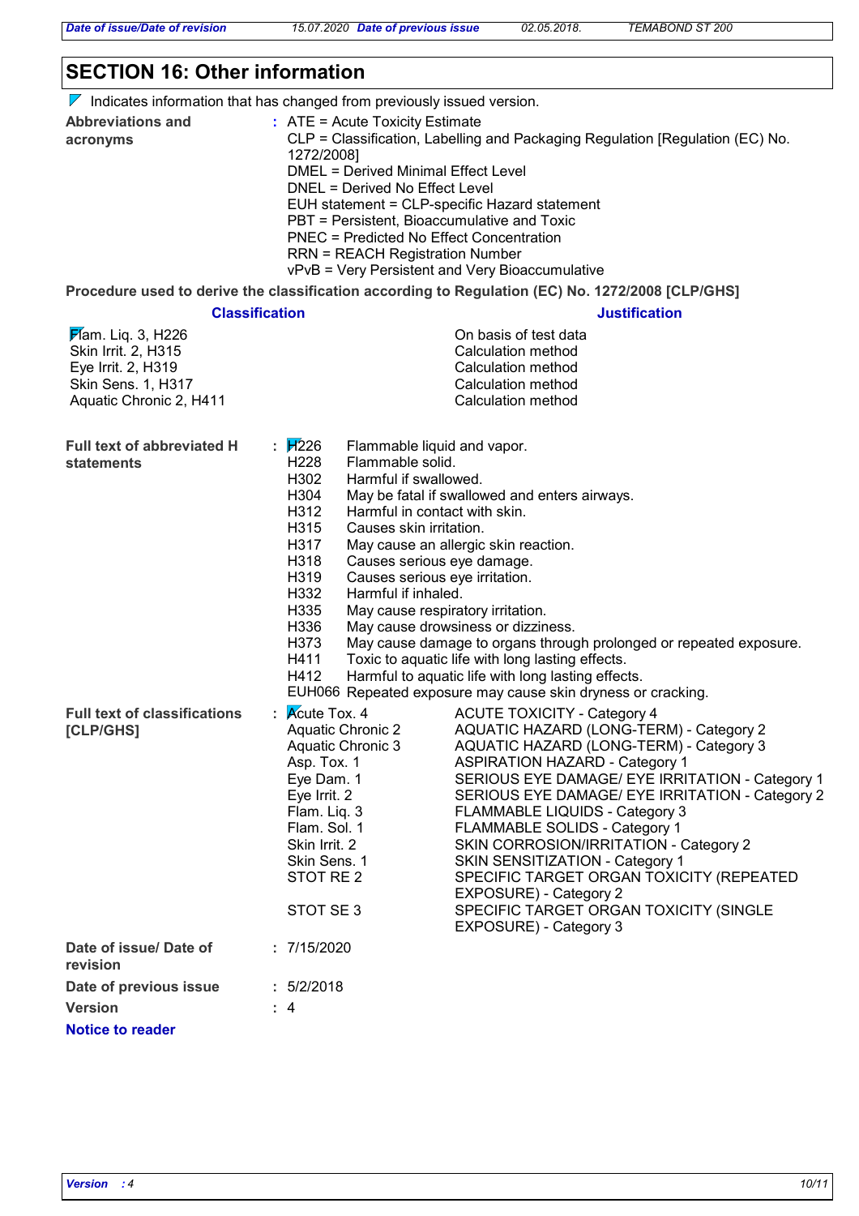## SECTION 16: Other information

Indicates information that has changed from previously issued version.

**Abbreviations and acronyms** : ATE = Acute Toxicity Estimate
CLP = Classification, Labelling and Packaging Regulation [Regulation (EC) No. 1272/2008]
DMEL = Derived Minimal Effect Level
DNEL = Derived No Effect Level
EUH statement = CLP-specific Hazard statement
PBT = Persistent, Bioaccumulative and Toxic
PNEC = Predicted No Effect Concentration
RRN = REACH Registration Number
vPvB = Very Persistent and Very Bioaccumulative

**Procedure used to derive the classification according to Regulation (EC) No. 1272/2008 [CLP/GHS]**

| Classification | Justification |
|---|---|
| Flam. Liq. 3, H226 | On basis of test data |
| Skin Irrit. 2, H315 | Calculation method |
| Eye Irrit. 2, H319 | Calculation method |
| Skin Sens. 1, H317 | Calculation method |
| Aquatic Chronic 2, H411 | Calculation method |

**Full text of abbreviated H statements** :

| | |
|---|---|
| H226 | Flammable liquid and vapor. |
| H228 | Flammable solid. |
| H302 | Harmful if swallowed. |
| H304 | May be fatal if swallowed and enters airways. |
| H312 | Harmful in contact with skin. |
| H315 | Causes skin irritation. |
| H317 | May cause an allergic skin reaction. |
| H318 | Causes serious eye damage. |
| H319 | Causes serious eye irritation. |
| H332 | Harmful if inhaled. |
| H335 | May cause respiratory irritation. |
| H336 | May cause drowsiness or dizziness. |
| H373 | May cause damage to organs through prolonged or repeated exposure. |
| H411 | Toxic to aquatic life with long lasting effects. |
| H412 | Harmful to aquatic life with long lasting effects. |
| EUH066 | Repeated exposure may cause skin dryness or cracking. |

**Full text of classifications [CLP/GHS]** :

| | |
|---|---|
| Acute Tox. 4 | ACUTE TOXICITY - Category 4 |
| Aquatic Chronic 2 | AQUATIC HAZARD (LONG-TERM) - Category 2 |
| Aquatic Chronic 3 | AQUATIC HAZARD (LONG-TERM) - Category 3 |
| Asp. Tox. 1 | ASPIRATION HAZARD - Category 1 |
| Eye Dam. 1 | SERIOUS EYE DAMAGE/ EYE IRRITATION - Category 1 |
| Eye Irrit. 2 | SERIOUS EYE DAMAGE/ EYE IRRITATION - Category 2 |
| Flam. Liq. 3 | FLAMMABLE LIQUIDS - Category 3 |
| Flam. Sol. 1 | FLAMMABLE SOLIDS - Category 1 |
| Skin Irrit. 2 | SKIN CORROSION/IRRITATION - Category 2 |
| Skin Sens. 1 | SKIN SENSITIZATION - Category 1 |
| STOT RE 2 | SPECIFIC TARGET ORGAN TOXICITY (REPEATED EXPOSURE) - Category 2 |
| STOT SE 3 | SPECIFIC TARGET ORGAN TOXICITY (SINGLE EXPOSURE) - Category 3 |

**Date of issue/ Date of revision** : 7/15/2020

**Date of previous issue** : 5/2/2018

**Version** : 4

**Notice to reader**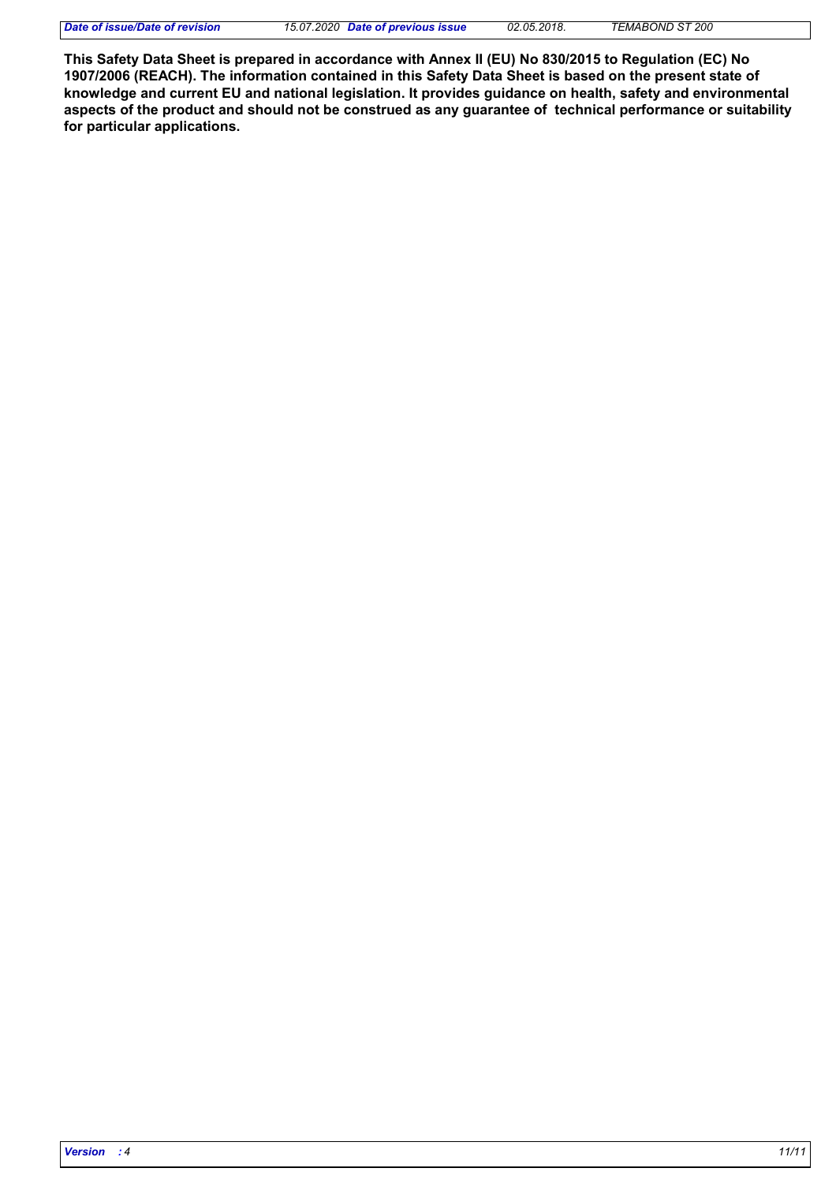**This Safety Data Sheet is prepared in accordance with Annex II (EU) No 830/2015 to Regulation (EC) No 1907/2006 (REACH). The information contained in this Safety Data Sheet is based on the present state of knowledge and current EU and national legislation. It provides guidance on health, safety and environmental aspects of the product and should not be construed as any guarantee of technical performance or suitability for particular applications.**